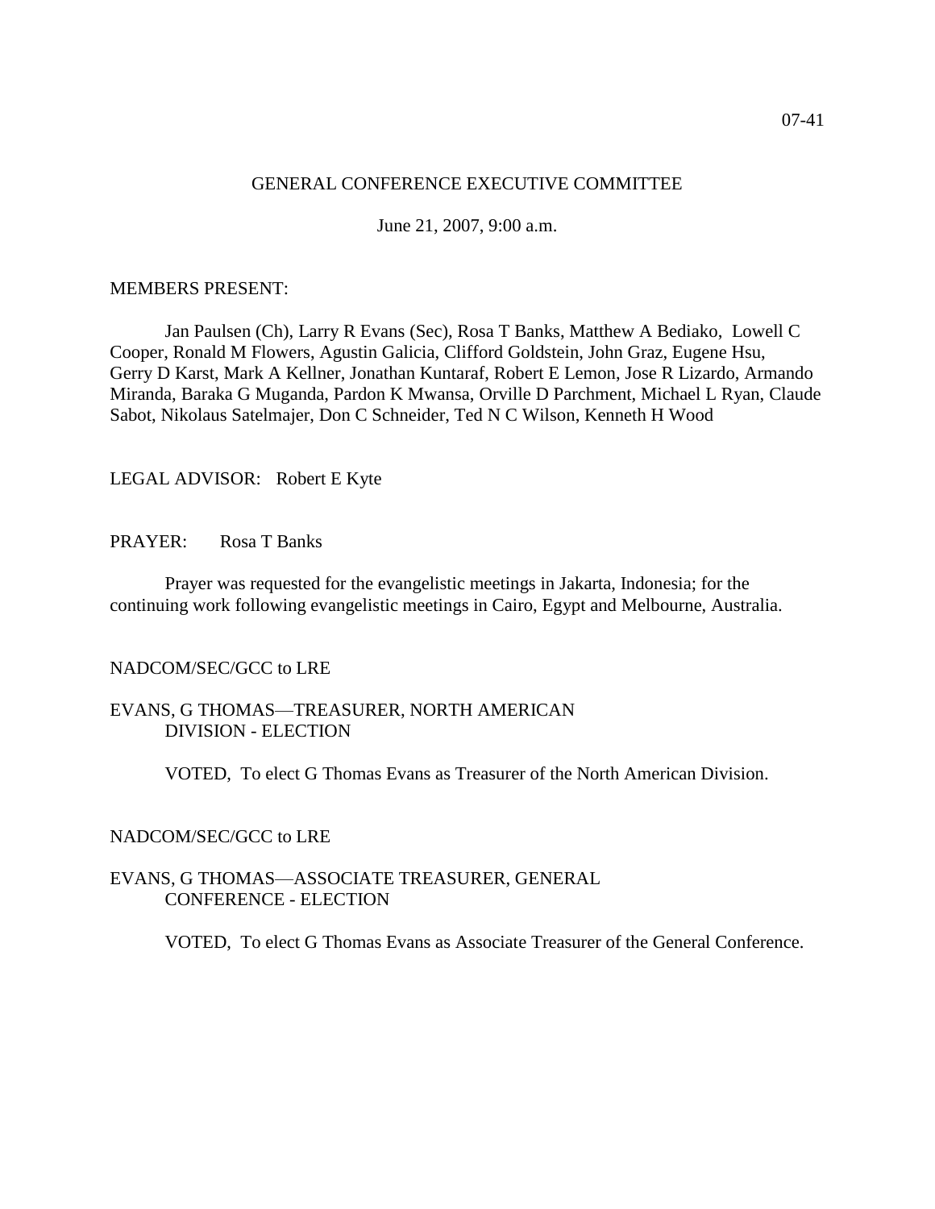07-41

GENERAL CONFERENCE EXECUTIVE COMMITTEE

June 21, 2007, 9:00 a.m.

MEMBERS PRESENT:

Jan Paulsen (Ch), Larry R Evans (Sec), Rosa T Banks, Matthew A Bediako, Lowell C Cooper, Ronald M Flowers, Agustin Galicia, Clifford Goldstein, John Graz, Eugene Hsu, Gerry D Karst, Mark A Kellner, Jonathan Kuntaraf, Robert E Lemon, Jose R Lizardo, Armando Miranda, Baraka G Muganda, Pardon K Mwansa, Orville D Parchment, Michael L Ryan, Claude Sabot, Nikolaus Satelmajer, Don C Schneider, Ted N C Wilson, Kenneth H Wood

LEGAL ADVISOR: Robert E Kyte

PRAYER: Rosa T Banks

Prayer was requested for the evangelistic meetings in Jakarta, Indonesia; for the continuing work following evangelistic meetings in Cairo, Egypt and Melbourne, Australia.

NADCOM/SEC/GCC to LRE

EVANS, G THOMAS—TREASURER, NORTH AMERICAN DIVISION - ELECTION

VOTED, To elect G Thomas Evans as Treasurer of the North American Division.

NADCOM/SEC/GCC to LRE

EVANS, G THOMAS—ASSOCIATE TREASURER, GENERAL CONFERENCE - ELECTION

VOTED, To elect G Thomas Evans as Associate Treasurer of the General Conference.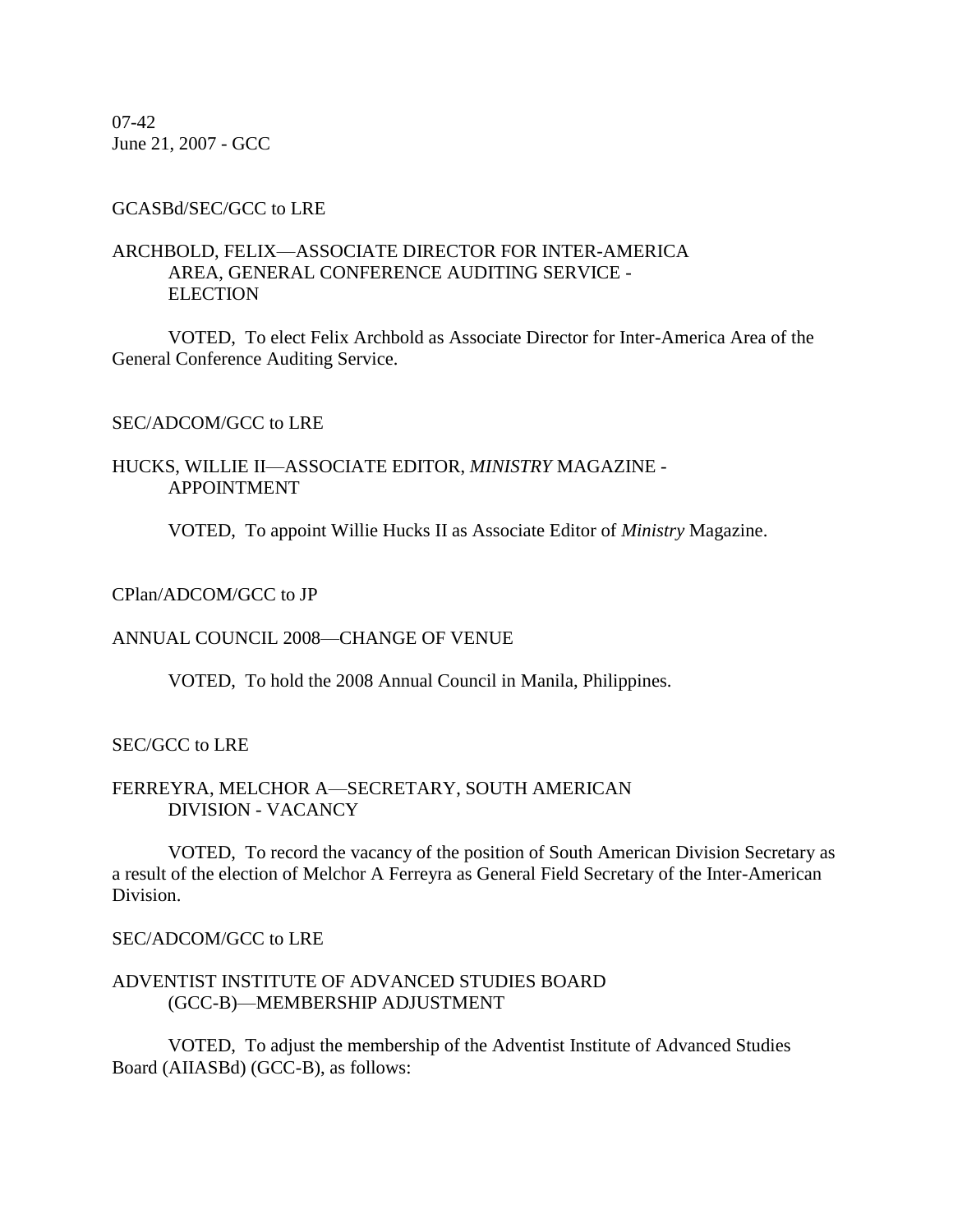07-42
June 21, 2007 - GCC

GCASBd/SEC/GCC to LRE

ARCHBOLD, FELIX—ASSOCIATE DIRECTOR FOR INTER-AMERICA AREA, GENERAL CONFERENCE AUDITING SERVICE - ELECTION

VOTED, To elect Felix Archbold as Associate Director for Inter-America Area of the General Conference Auditing Service.

SEC/ADCOM/GCC to LRE

HUCKS, WILLIE II—ASSOCIATE EDITOR, *MINISTRY* MAGAZINE - APPOINTMENT

VOTED, To appoint Willie Hucks II as Associate Editor of *Ministry* Magazine.

CPlan/ADCOM/GCC to JP

ANNUAL COUNCIL 2008—CHANGE OF VENUE

VOTED, To hold the 2008 Annual Council in Manila, Philippines.

SEC/GCC to LRE

FERREYRA, MELCHOR A—SECRETARY, SOUTH AMERICAN DIVISION - VACANCY

VOTED, To record the vacancy of the position of South American Division Secretary as a result of the election of Melchor A Ferreyra as General Field Secretary of the Inter-American Division.

SEC/ADCOM/GCC to LRE

ADVENTIST INSTITUTE OF ADVANCED STUDIES BOARD (GCC-B)—MEMBERSHIP ADJUSTMENT

VOTED, To adjust the membership of the Adventist Institute of Advanced Studies Board (AIIASBd) (GCC-B), as follows: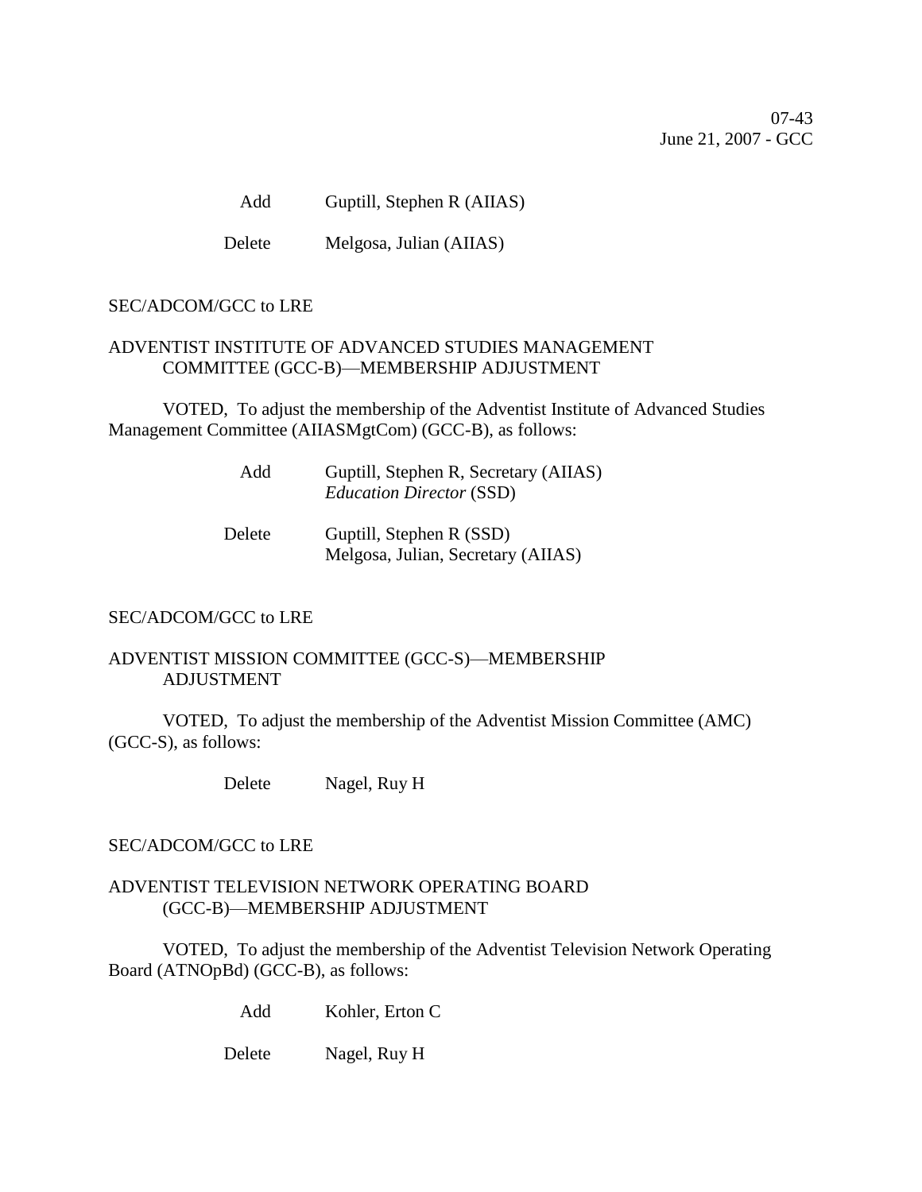Add Guptill, Stephen R (AIIAS)

Delete Melgosa, Julian (AIIAS)

SEC/ADCOM/GCC to LRE

ADVENTIST INSTITUTE OF ADVANCED STUDIES MANAGEMENT COMMITTEE (GCC-B)—MEMBERSHIP ADJUSTMENT

VOTED, To adjust the membership of the Adventist Institute of Advanced Studies Management Committee (AIIASMgtCom) (GCC-B), as follows:

Add Guptill, Stephen R, Secretary (AIIAS)
*Education Director* (SSD)

Delete Guptill, Stephen R (SSD)
Melgosa, Julian, Secretary (AIIAS)

SEC/ADCOM/GCC to LRE

ADVENTIST MISSION COMMITTEE (GCC-S)—MEMBERSHIP ADJUSTMENT

VOTED, To adjust the membership of the Adventist Mission Committee (AMC) (GCC-S), as follows:

Delete Nagel, Ruy H

SEC/ADCOM/GCC to LRE

ADVENTIST TELEVISION NETWORK OPERATING BOARD (GCC-B)—MEMBERSHIP ADJUSTMENT

VOTED, To adjust the membership of the Adventist Television Network Operating Board (ATNOpBd) (GCC-B), as follows:

Add Kohler, Erton C

Delete Nagel, Ruy H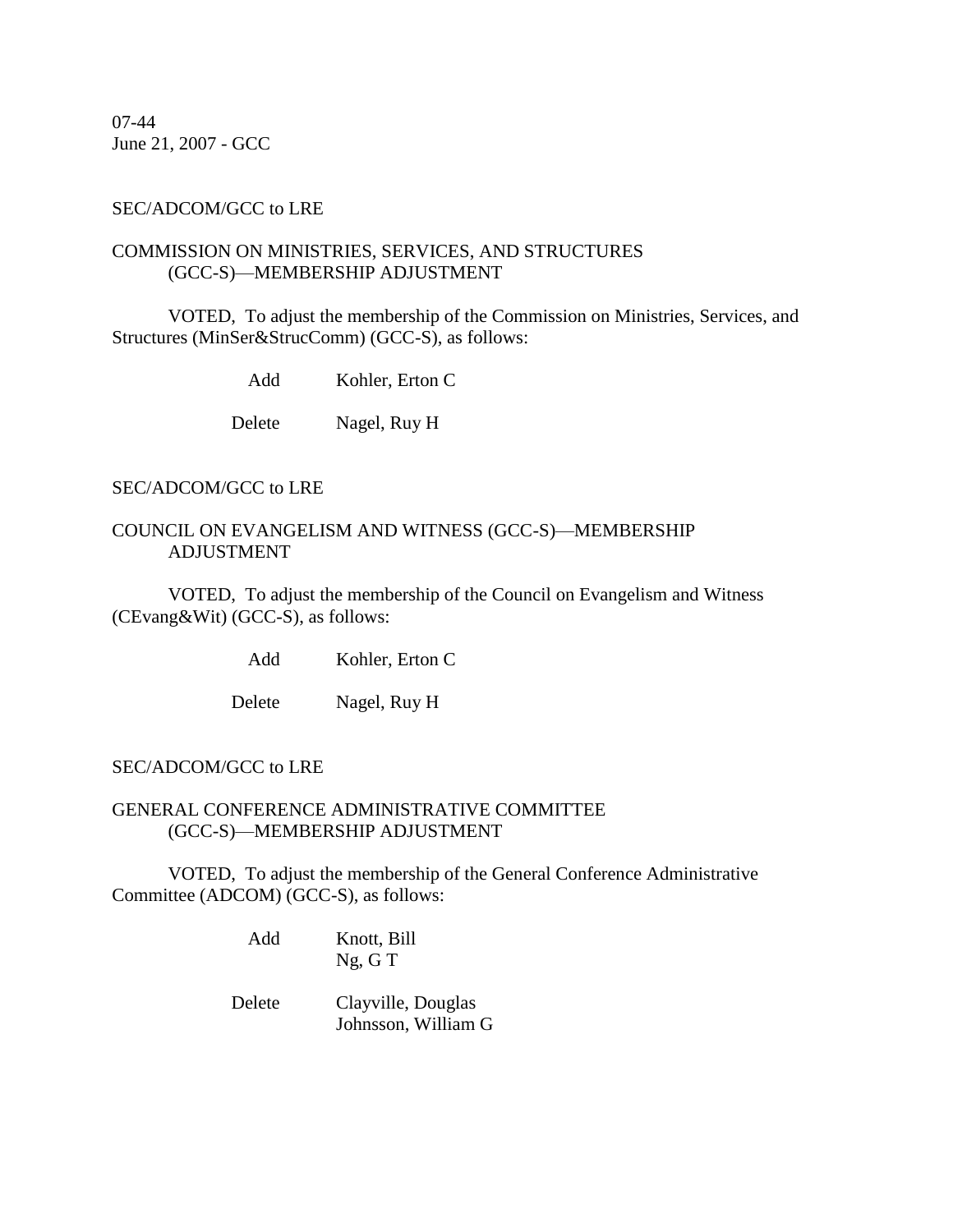07-44
June 21, 2007 - GCC

SEC/ADCOM/GCC to LRE

COMMISSION ON MINISTRIES, SERVICES, AND STRUCTURES (GCC-S)—MEMBERSHIP ADJUSTMENT

VOTED, To adjust the membership of the Commission on Ministries, Services, and Structures (MinSer&StrucComm) (GCC-S), as follows:

| | |
|---|---|
| Add | Kohler, Erton C |
| Delete | Nagel, Ruy H |

SEC/ADCOM/GCC to LRE

COUNCIL ON EVANGELISM AND WITNESS (GCC-S)—MEMBERSHIP ADJUSTMENT

VOTED, To adjust the membership of the Council on Evangelism and Witness (CEvang&Wit) (GCC-S), as follows:

| | |
|---|---|
| Add | Kohler, Erton C |
| Delete | Nagel, Ruy H |

SEC/ADCOM/GCC to LRE

GENERAL CONFERENCE ADMINISTRATIVE COMMITTEE (GCC-S)—MEMBERSHIP ADJUSTMENT

VOTED, To adjust the membership of the General Conference Administrative Committee (ADCOM) (GCC-S), as follows:

| | |
|---|---|
| Add | Knott, Bill<br>Ng, G T |
| Delete | Clayville, Douglas<br>Johnsson, William G |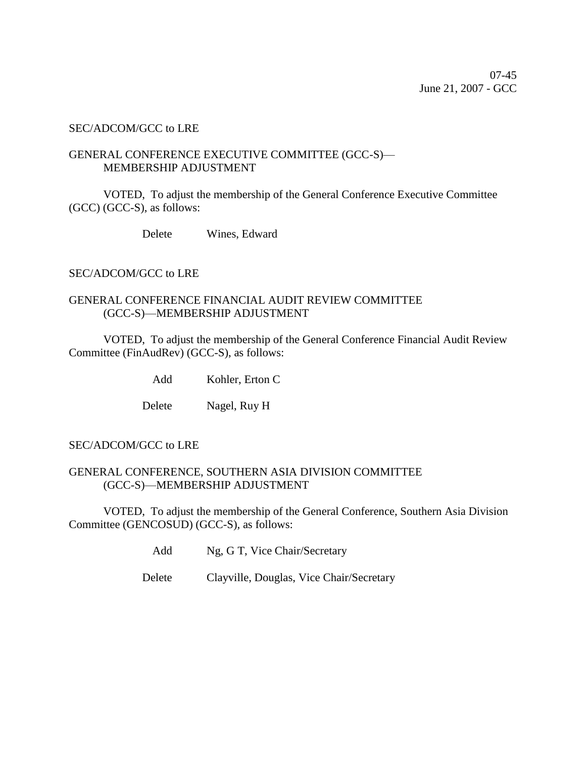07-45
June 21, 2007 - GCC

SEC/ADCOM/GCC to LRE

GENERAL CONFERENCE EXECUTIVE COMMITTEE (GCC-S)—
MEMBERSHIP ADJUSTMENT

VOTED, To adjust the membership of the General Conference Executive Committee (GCC) (GCC-S), as follows:

Delete Wines, Edward

SEC/ADCOM/GCC to LRE

GENERAL CONFERENCE FINANCIAL AUDIT REVIEW COMMITTEE
(GCC-S)—MEMBERSHIP ADJUSTMENT

VOTED, To adjust the membership of the General Conference Financial Audit Review Committee (FinAudRev) (GCC-S), as follows:

Add Kohler, Erton C

Delete Nagel, Ruy H

SEC/ADCOM/GCC to LRE

GENERAL CONFERENCE, SOUTHERN ASIA DIVISION COMMITTEE
(GCC-S)—MEMBERSHIP ADJUSTMENT

VOTED, To adjust the membership of the General Conference, Southern Asia Division Committee (GENCOSUD) (GCC-S), as follows:

Add Ng, G T, Vice Chair/Secretary

Delete Clayville, Douglas, Vice Chair/Secretary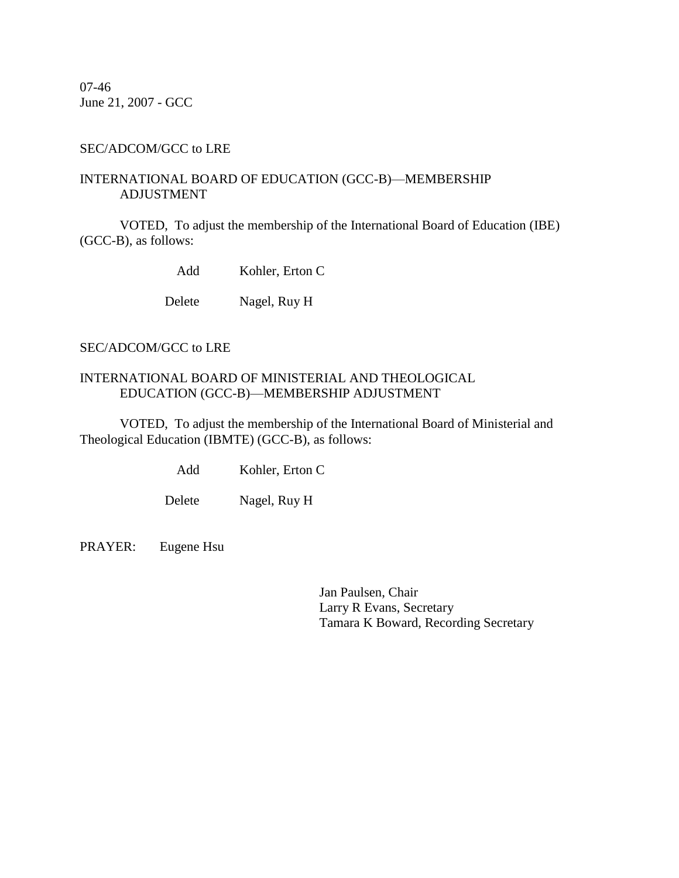07-46
June 21, 2007 - GCC

SEC/ADCOM/GCC to LRE

INTERNATIONAL BOARD OF EDUCATION (GCC-B)—MEMBERSHIP ADJUSTMENT

VOTED, To adjust the membership of the International Board of Education (IBE) (GCC-B), as follows:

| | |
|---|---|
| Add | Kohler, Erton C |
| Delete | Nagel, Ruy H |

SEC/ADCOM/GCC to LRE

INTERNATIONAL BOARD OF MINISTERIAL AND THEOLOGICAL EDUCATION (GCC-B)—MEMBERSHIP ADJUSTMENT

VOTED, To adjust the membership of the International Board of Ministerial and Theological Education (IBMTE) (GCC-B), as follows:

| | |
|---|---|
| Add | Kohler, Erton C |
| Delete | Nagel, Ruy H |

PRAYER: Eugene Hsu

Jan Paulsen, Chair
Larry R Evans, Secretary
Tamara K Boward, Recording Secretary